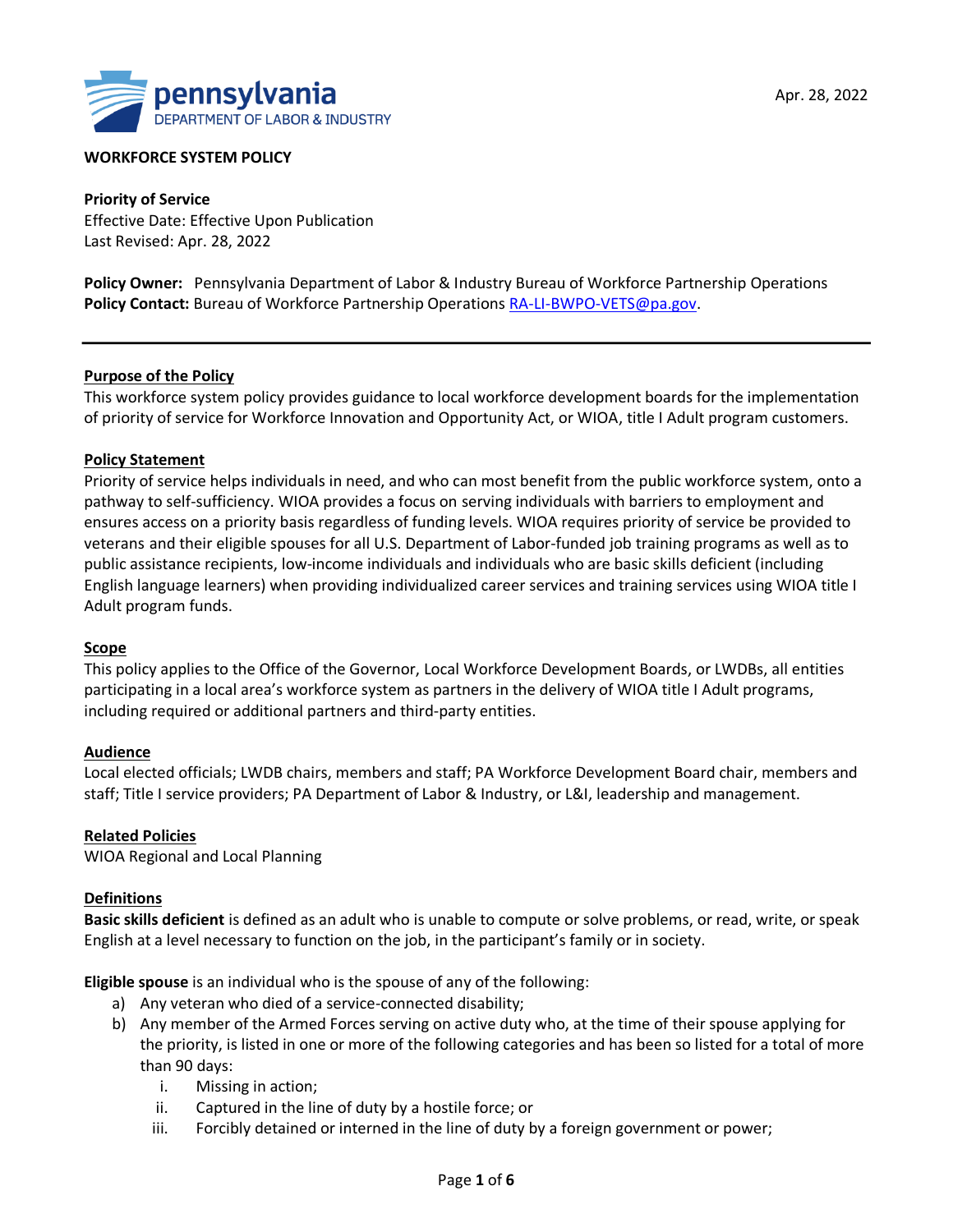pennsylvania
DEPARTMENT OF LABOR & INDUSTRY

Apr. 28, 2022

**WORKFORCE SYSTEM POLICY**

**Priority of Service**
Effective Date: Effective Upon Publication
Last Revised: Apr. 28, 2022

**Policy Owner:** Pennsylvania Department of Labor & Industry Bureau of Workforce Partnership Operations
**Policy Contact:** Bureau of Workforce Partnership Operations RA-LI-BWPO-VETS@pa.gov.

---

## Purpose of the Policy

This workforce system policy provides guidance to local workforce development boards for the implementation of priority of service for Workforce Innovation and Opportunity Act, or WIOA, title I Adult program customers.

## Policy Statement

Priority of service helps individuals in need, and who can most benefit from the public workforce system, onto a pathway to self-sufficiency. WIOA provides a focus on serving individuals with barriers to employment and ensures access on a priority basis regardless of funding levels. WIOA requires priority of service be provided to veterans and their eligible spouses for all U.S. Department of Labor-funded job training programs as well as to public assistance recipients, low-income individuals and individuals who are basic skills deficient (including English language learners) when providing individualized career services and training services using WIOA title I Adult program funds.

## Scope

This policy applies to the Office of the Governor, Local Workforce Development Boards, or LWDBs, all entities participating in a local area's workforce system as partners in the delivery of WIOA title I Adult programs, including required or additional partners and third-party entities.

## Audience

Local elected officials; LWDB chairs, members and staff; PA Workforce Development Board chair, members and staff; Title I service providers; PA Department of Labor & Industry, or L&I, leadership and management.

## Related Policies

WIOA Regional and Local Planning

## Definitions

**Basic skills deficient** is defined as an adult who is unable to compute or solve problems, or read, write, or speak English at a level necessary to function on the job, in the participant's family or in society.

**Eligible spouse** is an individual who is the spouse of any of the following:

a) Any veteran who died of a service-connected disability;
b) Any member of the Armed Forces serving on active duty who, at the time of their spouse applying for the priority, is listed in one or more of the following categories and has been so listed for a total of more than 90 days:
   i. Missing in action;
   ii. Captured in the line of duty by a hostile force; or
   iii. Forcibly detained or interned in the line of duty by a foreign government or power;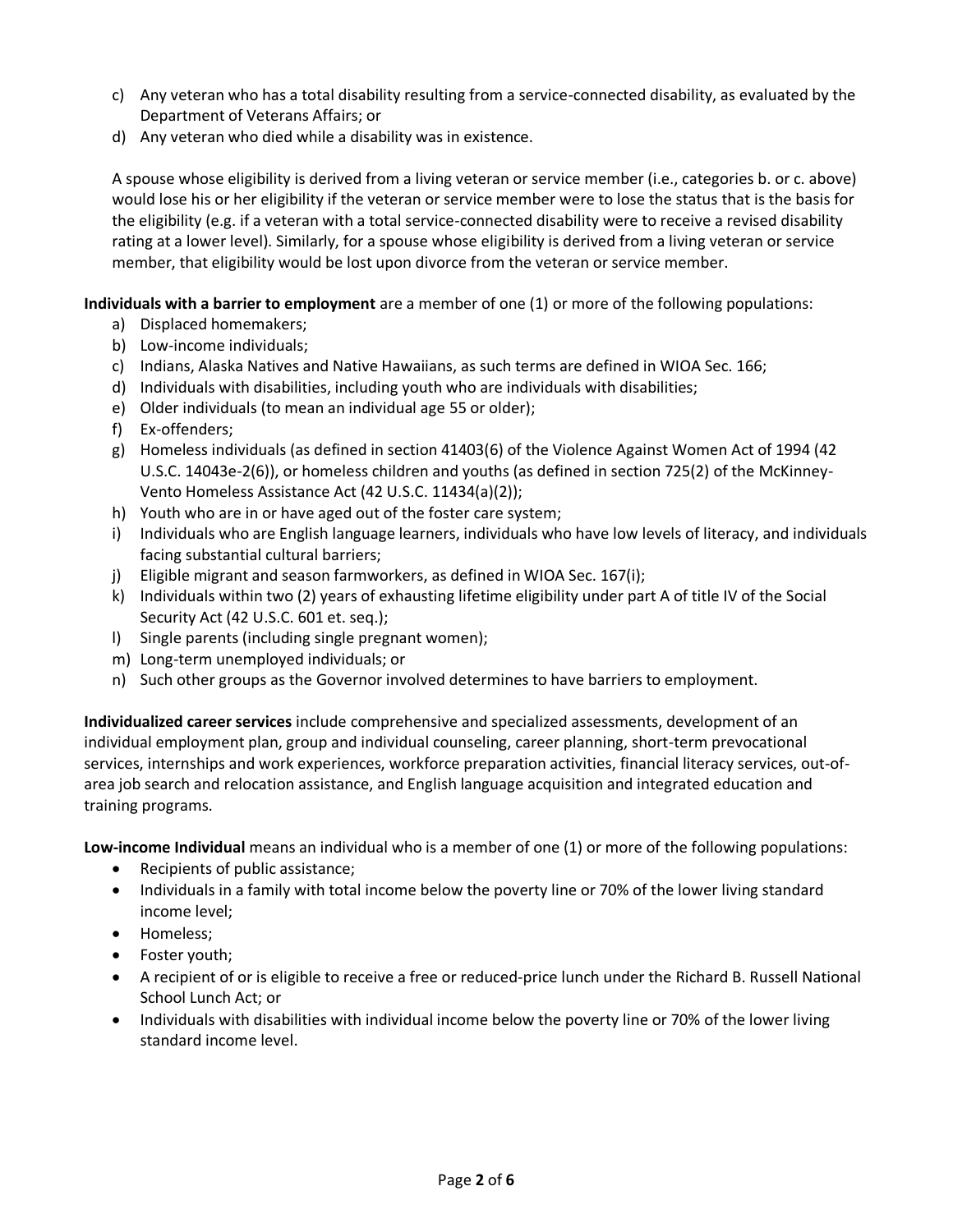c) Any veteran who has a total disability resulting from a service-connected disability, as evaluated by the Department of Veterans Affairs; or
d) Any veteran who died while a disability was in existence.

A spouse whose eligibility is derived from a living veteran or service member (i.e., categories b. or c. above) would lose his or her eligibility if the veteran or service member were to lose the status that is the basis for the eligibility (e.g. if a veteran with a total service-connected disability were to receive a revised disability rating at a lower level). Similarly, for a spouse whose eligibility is derived from a living veteran or service member, that eligibility would be lost upon divorce from the veteran or service member.

**Individuals with a barrier to employment** are a member of one (1) or more of the following populations:

a) Displaced homemakers;
b) Low-income individuals;
c) Indians, Alaska Natives and Native Hawaiians, as such terms are defined in WIOA Sec. 166;
d) Individuals with disabilities, including youth who are individuals with disabilities;
e) Older individuals (to mean an individual age 55 or older);
f) Ex-offenders;
g) Homeless individuals (as defined in section 41403(6) of the Violence Against Women Act of 1994 (42 U.S.C. 14043e-2(6)), or homeless children and youths (as defined in section 725(2) of the McKinney-Vento Homeless Assistance Act (42 U.S.C. 11434(a)(2));
h) Youth who are in or have aged out of the foster care system;
i) Individuals who are English language learners, individuals who have low levels of literacy, and individuals facing substantial cultural barriers;
j) Eligible migrant and season farmworkers, as defined in WIOA Sec. 167(i);
k) Individuals within two (2) years of exhausting lifetime eligibility under part A of title IV of the Social Security Act (42 U.S.C. 601 et. seq.);
l) Single parents (including single pregnant women);
m) Long-term unemployed individuals; or
n) Such other groups as the Governor involved determines to have barriers to employment.

**Individualized career services** include comprehensive and specialized assessments, development of an individual employment plan, group and individual counseling, career planning, short-term prevocational services, internships and work experiences, workforce preparation activities, financial literacy services, out-of-area job search and relocation assistance, and English language acquisition and integrated education and training programs.

**Low-income Individual** means an individual who is a member of one (1) or more of the following populations:

- Recipients of public assistance;
- Individuals in a family with total income below the poverty line or 70% of the lower living standard income level;
- Homeless;
- Foster youth;
- A recipient of or is eligible to receive a free or reduced-price lunch under the Richard B. Russell National School Lunch Act; or
- Individuals with disabilities with individual income below the poverty line or 70% of the lower living standard income level.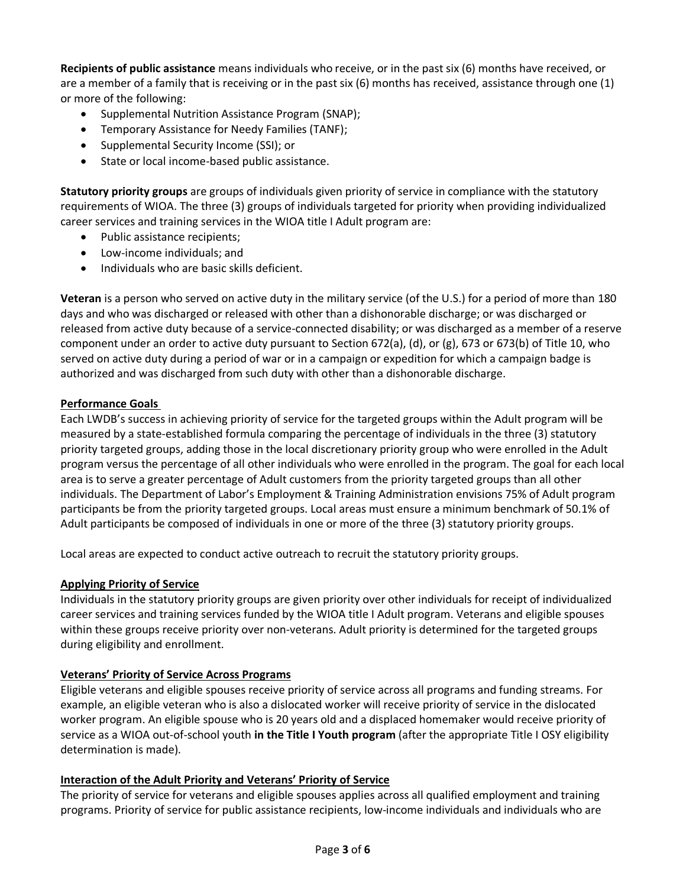**Recipients of public assistance** means individuals who receive, or in the past six (6) months have received, or are a member of a family that is receiving or in the past six (6) months has received, assistance through one (1) or more of the following:

- Supplemental Nutrition Assistance Program (SNAP);
- Temporary Assistance for Needy Families (TANF);
- Supplemental Security Income (SSI); or
- State or local income-based public assistance.

**Statutory priority groups** are groups of individuals given priority of service in compliance with the statutory requirements of WIOA. The three (3) groups of individuals targeted for priority when providing individualized career services and training services in the WIOA title I Adult program are:

- Public assistance recipients;
- Low-income individuals; and
- Individuals who are basic skills deficient.

**Veteran** is a person who served on active duty in the military service (of the U.S.) for a period of more than 180 days and who was discharged or released with other than a dishonorable discharge; or was discharged or released from active duty because of a service-connected disability; or was discharged as a member of a reserve component under an order to active duty pursuant to Section 672(a), (d), or (g), 673 or 673(b) of Title 10, who served on active duty during a period of war or in a campaign or expedition for which a campaign badge is authorized and was discharged from such duty with other than a dishonorable discharge.

**Performance Goals**

Each LWDB's success in achieving priority of service for the targeted groups within the Adult program will be measured by a state-established formula comparing the percentage of individuals in the three (3) statutory priority targeted groups, adding those in the local discretionary priority group who were enrolled in the Adult program versus the percentage of all other individuals who were enrolled in the program. The goal for each local area is to serve a greater percentage of Adult customers from the priority targeted groups than all other individuals. The Department of Labor's Employment & Training Administration envisions 75% of Adult program participants be from the priority targeted groups. Local areas must ensure a minimum benchmark of 50.1% of Adult participants be composed of individuals in one or more of the three (3) statutory priority groups.

Local areas are expected to conduct active outreach to recruit the statutory priority groups.

**Applying Priority of Service**

Individuals in the statutory priority groups are given priority over other individuals for receipt of individualized career services and training services funded by the WIOA title I Adult program. Veterans and eligible spouses within these groups receive priority over non-veterans. Adult priority is determined for the targeted groups during eligibility and enrollment.

**Veterans' Priority of Service Across Programs**

Eligible veterans and eligible spouses receive priority of service across all programs and funding streams. For example, an eligible veteran who is also a dislocated worker will receive priority of service in the dislocated worker program. An eligible spouse who is 20 years old and a displaced homemaker would receive priority of service as a WIOA out-of-school youth **in the Title I Youth program** (after the appropriate Title I OSY eligibility determination is made).

**Interaction of the Adult Priority and Veterans' Priority of Service**

The priority of service for veterans and eligible spouses applies across all qualified employment and training programs. Priority of service for public assistance recipients, low-income individuals and individuals who are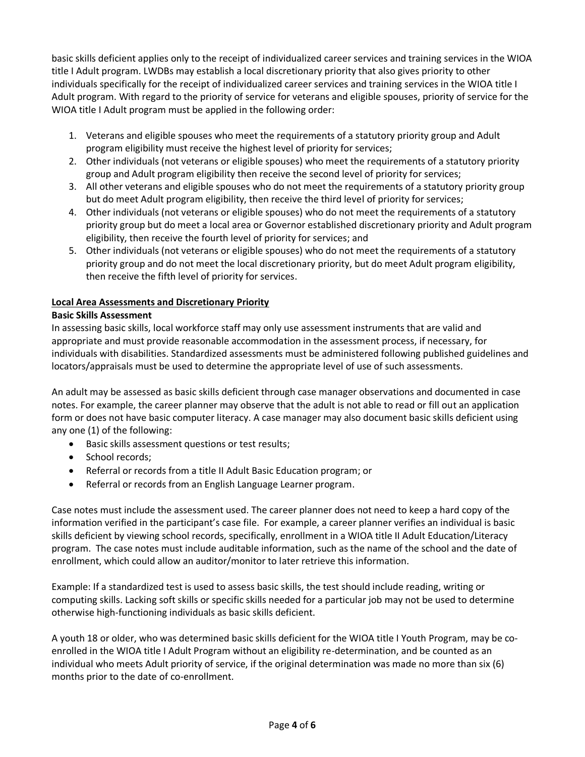basic skills deficient applies only to the receipt of individualized career services and training services in the WIOA title I Adult program. LWDBs may establish a local discretionary priority that also gives priority to other individuals specifically for the receipt of individualized career services and training services in the WIOA title I Adult program. With regard to the priority of service for veterans and eligible spouses, priority of service for the WIOA title I Adult program must be applied in the following order:

1. Veterans and eligible spouses who meet the requirements of a statutory priority group and Adult program eligibility must receive the highest level of priority for services;
2. Other individuals (not veterans or eligible spouses) who meet the requirements of a statutory priority group and Adult program eligibility then receive the second level of priority for services;
3. All other veterans and eligible spouses who do not meet the requirements of a statutory priority group but do meet Adult program eligibility, then receive the third level of priority for services;
4. Other individuals (not veterans or eligible spouses) who do not meet the requirements of a statutory priority group but do meet a local area or Governor established discretionary priority and Adult program eligibility, then receive the fourth level of priority for services; and
5. Other individuals (not veterans or eligible spouses) who do not meet the requirements of a statutory priority group and do not meet the local discretionary priority, but do meet Adult program eligibility, then receive the fifth level of priority for services.

**Local Area Assessments and Discretionary Priority**

**Basic Skills Assessment**

In assessing basic skills, local workforce staff may only use assessment instruments that are valid and appropriate and must provide reasonable accommodation in the assessment process, if necessary, for individuals with disabilities. Standardized assessments must be administered following published guidelines and locators/appraisals must be used to determine the appropriate level of use of such assessments.

An adult may be assessed as basic skills deficient through case manager observations and documented in case notes. For example, the career planner may observe that the adult is not able to read or fill out an application form or does not have basic computer literacy. A case manager may also document basic skills deficient using any one (1) of the following:

- Basic skills assessment questions or test results;
- School records;
- Referral or records from a title II Adult Basic Education program; or
- Referral or records from an English Language Learner program.

Case notes must include the assessment used. The career planner does not need to keep a hard copy of the information verified in the participant's case file. For example, a career planner verifies an individual is basic skills deficient by viewing school records, specifically, enrollment in a WIOA title II Adult Education/Literacy program. The case notes must include auditable information, such as the name of the school and the date of enrollment, which could allow an auditor/monitor to later retrieve this information.

Example: If a standardized test is used to assess basic skills, the test should include reading, writing or computing skills. Lacking soft skills or specific skills needed for a particular job may not be used to determine otherwise high-functioning individuals as basic skills deficient.

A youth 18 or older, who was determined basic skills deficient for the WIOA title I Youth Program, may be co-enrolled in the WIOA title I Adult Program without an eligibility re-determination, and be counted as an individual who meets Adult priority of service, if the original determination was made no more than six (6) months prior to the date of co-enrollment.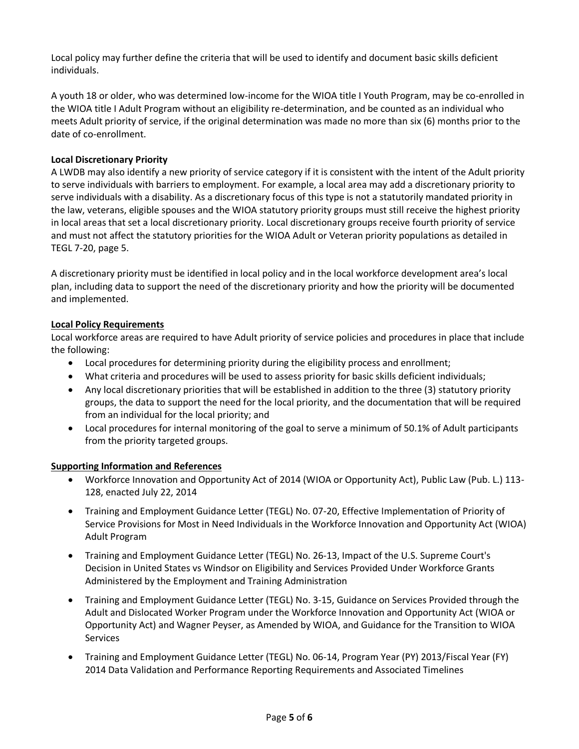Local policy may further define the criteria that will be used to identify and document basic skills deficient individuals.

A youth 18 or older, who was determined low-income for the WIOA title I Youth Program, may be co-enrolled in the WIOA title I Adult Program without an eligibility re-determination, and be counted as an individual who meets Adult priority of service, if the original determination was made no more than six (6) months prior to the date of co-enrollment.

**Local Discretionary Priority**

A LWDB may also identify a new priority of service category if it is consistent with the intent of the Adult priority to serve individuals with barriers to employment. For example, a local area may add a discretionary priority to serve individuals with a disability. As a discretionary focus of this type is not a statutorily mandated priority in the law, veterans, eligible spouses and the WIOA statutory priority groups must still receive the highest priority in local areas that set a local discretionary priority. Local discretionary groups receive fourth priority of service and must not affect the statutory priorities for the WIOA Adult or Veteran priority populations as detailed in TEGL 7-20, page 5.

A discretionary priority must be identified in local policy and in the local workforce development area's local plan, including data to support the need of the discretionary priority and how the priority will be documented and implemented.

## Local Policy Requirements

Local workforce areas are required to have Adult priority of service policies and procedures in place that include the following:

- Local procedures for determining priority during the eligibility process and enrollment;
- What criteria and procedures will be used to assess priority for basic skills deficient individuals;
- Any local discretionary priorities that will be established in addition to the three (3) statutory priority groups, the data to support the need for the local priority, and the documentation that will be required from an individual for the local priority; and
- Local procedures for internal monitoring of the goal to serve a minimum of 50.1% of Adult participants from the priority targeted groups.

## Supporting Information and References

- Workforce Innovation and Opportunity Act of 2014 (WIOA or Opportunity Act), Public Law (Pub. L.) 113-128, enacted July 22, 2014
- Training and Employment Guidance Letter (TEGL) No. 07-20, Effective Implementation of Priority of Service Provisions for Most in Need Individuals in the Workforce Innovation and Opportunity Act (WIOA) Adult Program
- Training and Employment Guidance Letter (TEGL) No. 26-13, Impact of the U.S. Supreme Court's Decision in United States vs Windsor on Eligibility and Services Provided Under Workforce Grants Administered by the Employment and Training Administration
- Training and Employment Guidance Letter (TEGL) No. 3-15, Guidance on Services Provided through the Adult and Dislocated Worker Program under the Workforce Innovation and Opportunity Act (WIOA or Opportunity Act) and Wagner Peyser, as Amended by WIOA, and Guidance for the Transition to WIOA Services
- Training and Employment Guidance Letter (TEGL) No. 06-14, Program Year (PY) 2013/Fiscal Year (FY) 2014 Data Validation and Performance Reporting Requirements and Associated Timelines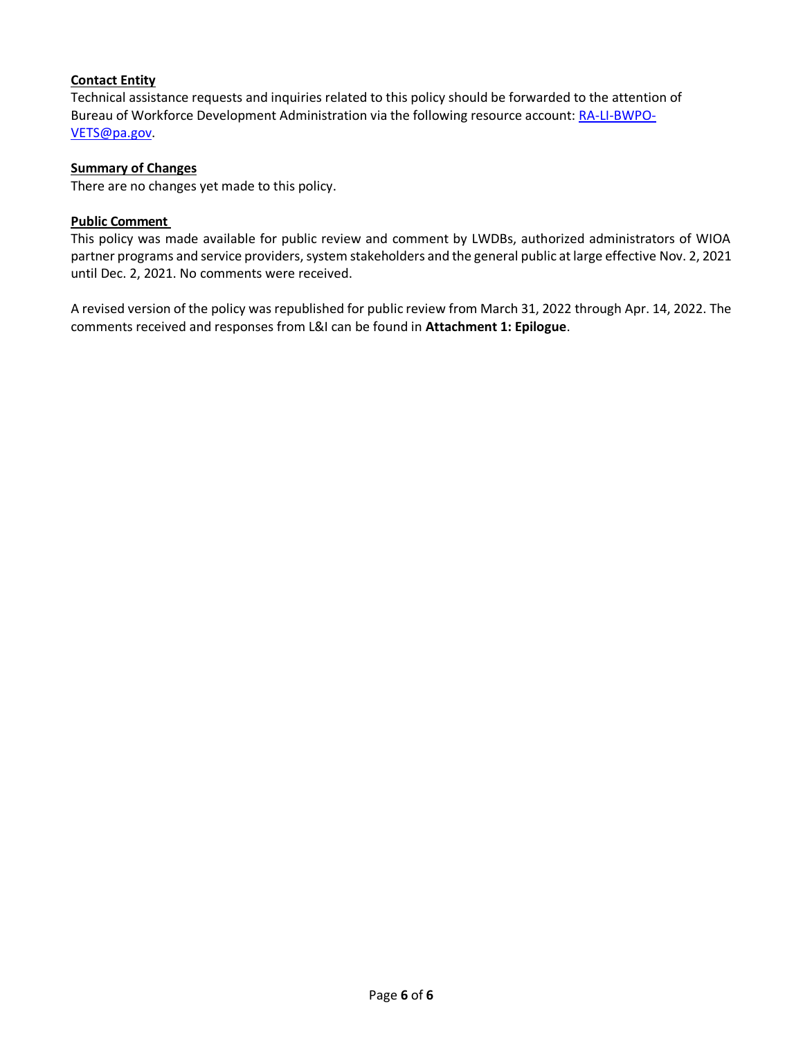**Contact Entity**

Technical assistance requests and inquiries related to this policy should be forwarded to the attention of Bureau of Workforce Development Administration via the following resource account: [RA-LI-BWPO-VETS@pa.gov](mailto:RA-LI-BWPO-VETS@pa.gov).

**Summary of Changes**

There are no changes yet made to this policy.

**Public Comment**

This policy was made available for public review and comment by LWDBs, authorized administrators of WIOA partner programs and service providers, system stakeholders and the general public at large effective Nov. 2, 2021 until Dec. 2, 2021. No comments were received.

A revised version of the policy was republished for public review from March 31, 2022 through Apr. 14, 2022. The comments received and responses from L&I can be found in **Attachment 1: Epilogue**.